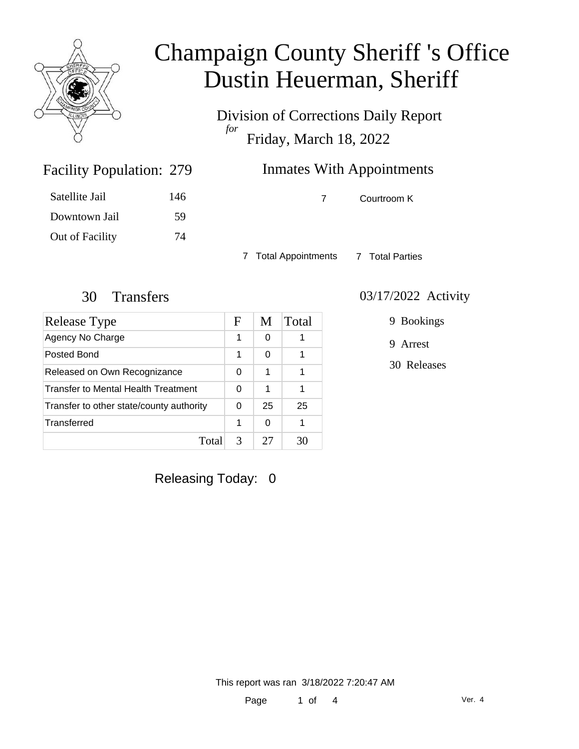# Champaign County Sheriff 's Office
# Dustin Heuerman, Sheriff

Division of Corrections Daily Report
*for*
Friday, March 18, 2022

## Facility Population: 279

| | |
|---|---|
| Satellite Jail | 146 |
| Downtown Jail | 59 |
| Out of Facility | 74 |

## Inmates With Appointments

| | |
|---|---|
| 7 | Courtroom K |

7 Total Appointments    7 Total Parties

## 30 Transfers

| Release Type | F | M | Total |
|---|---|---|---|
| Agency No Charge | 1 | 0 | 1 |
| Posted Bond | 1 | 0 | 1 |
| Released on Own Recognizance | 0 | 1 | 1 |
| Transfer to Mental Health Treatment | 0 | 1 | 1 |
| Transfer to other state/county authority | 0 | 25 | 25 |
| Transferred | 1 | 0 | 1 |
| Total | 3 | 27 | 30 |

## 03/17/2022 Activity

- 9 Bookings
- 9 Arrest
- 30 Releases

Releasing Today: 0

This report was ran 3/18/2022 7:20:47 AM

Ver. 4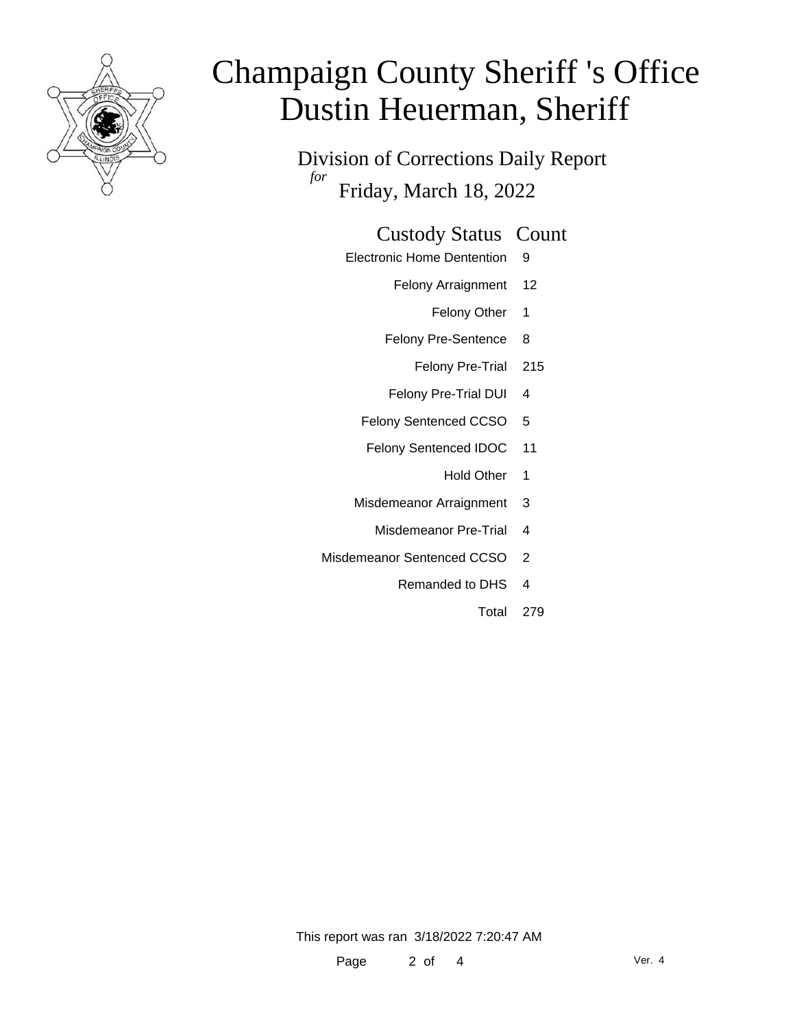# Champaign County Sheriff 's Office
# Dustin Heuerman, Sheriff

Division of Corrections Daily Report

*for*

Friday, March 18, 2022

| Custody Status | Count |
|---|---|
| Electronic Home Dentention | 9 |
| Felony Arraignment | 12 |
| Felony Other | 1 |
| Felony Pre-Sentence | 8 |
| Felony Pre-Trial | 215 |
| Felony Pre-Trial DUI | 4 |
| Felony Sentenced CCSO | 5 |
| Felony Sentenced IDOC | 11 |
| Hold Other | 1 |
| Misdemeanor Arraignment | 3 |
| Misdemeanor Pre-Trial | 4 |
| Misdemeanor Sentenced CCSO | 2 |
| Remanded to DHS | 4 |
| Total | 279 |

This report was ran 3/18/2022 7:20:47 AM

Ver. 4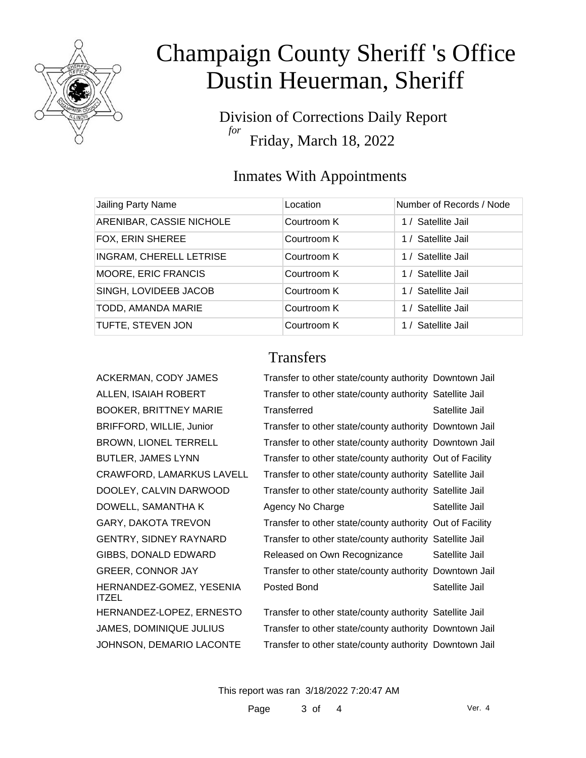# Champaign County Sheriff 's Office
# Dustin Heuerman, Sheriff

Division of Corrections Daily Report
*for*
Friday, March 18, 2022

## Inmates With Appointments

| Jailing Party Name | Location | Number of Records / Node |
|---|---|---|
| ARENIBAR, CASSIE NICHOLE | Courtroom K | 1 / Satellite Jail |
| FOX, ERIN SHEREE | Courtroom K | 1 / Satellite Jail |
| INGRAM, CHERELL LETRISE | Courtroom K | 1 / Satellite Jail |
| MOORE, ERIC FRANCIS | Courtroom K | 1 / Satellite Jail |
| SINGH, LOVIDEEB JACOB | Courtroom K | 1 / Satellite Jail |
| TODD, AMANDA MARIE | Courtroom K | 1 / Satellite Jail |
| TUFTE, STEVEN JON | Courtroom K | 1 / Satellite Jail |

## Transfers

| | | |
|---|---|---|
| ACKERMAN, CODY JAMES | Transfer to other state/county authority | Downtown Jail |
| ALLEN, ISAIAH ROBERT | Transfer to other state/county authority | Satellite Jail |
| BOOKER, BRITTNEY MARIE | Transferred | Satellite Jail |
| BRIFFORD, WILLIE, Junior | Transfer to other state/county authority | Downtown Jail |
| BROWN, LIONEL TERRELL | Transfer to other state/county authority | Downtown Jail |
| BUTLER, JAMES LYNN | Transfer to other state/county authority | Out of Facility |
| CRAWFORD, LAMARKUS LAVELL | Transfer to other state/county authority | Satellite Jail |
| DOOLEY, CALVIN DARWOOD | Transfer to other state/county authority | Satellite Jail |
| DOWELL, SAMANTHA K | Agency No Charge | Satellite Jail |
| GARY, DAKOTA TREVON | Transfer to other state/county authority | Out of Facility |
| GENTRY, SIDNEY RAYNARD | Transfer to other state/county authority | Satellite Jail |
| GIBBS, DONALD EDWARD | Released on Own Recognizance | Satellite Jail |
| GREER, CONNOR JAY | Transfer to other state/county authority | Downtown Jail |
| HERNANDEZ-GOMEZ, YESENIA ITZEL | Posted Bond | Satellite Jail |
| HERNANDEZ-LOPEZ, ERNESTO | Transfer to other state/county authority | Satellite Jail |
| JAMES, DOMINIQUE JULIUS | Transfer to other state/county authority | Downtown Jail |
| JOHNSON, DEMARIO LACONTE | Transfer to other state/county authority | Downtown Jail |

This report was ran 3/18/2022 7:20:47 AM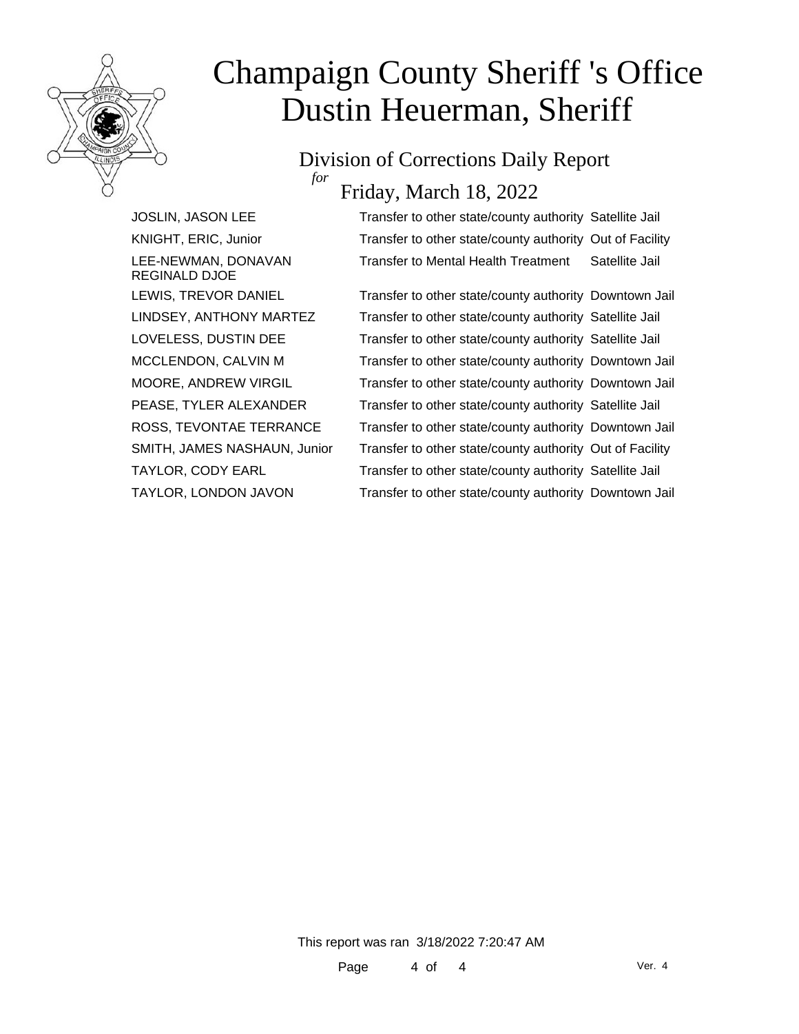# Champaign County Sheriff 's Office
# Dustin Heuerman, Sheriff

## Division of Corrections Daily Report

*for*

## Friday, March 18, 2022

| | | |
|---|---|---|
| JOSLIN, JASON LEE | Transfer to other state/county authority | Satellite Jail |
| KNIGHT, ERIC, Junior | Transfer to other state/county authority | Out of Facility |
| LEE-NEWMAN, DONAVAN REGINALD DJOE | Transfer to Mental Health Treatment | Satellite Jail |
| LEWIS, TREVOR DANIEL | Transfer to other state/county authority | Downtown Jail |
| LINDSEY, ANTHONY MARTEZ | Transfer to other state/county authority | Satellite Jail |
| LOVELESS, DUSTIN DEE | Transfer to other state/county authority | Satellite Jail |
| MCCLENDON, CALVIN M | Transfer to other state/county authority | Downtown Jail |
| MOORE, ANDREW VIRGIL | Transfer to other state/county authority | Downtown Jail |
| PEASE, TYLER ALEXANDER | Transfer to other state/county authority | Satellite Jail |
| ROSS, TEVONTAE TERRANCE | Transfer to other state/county authority | Downtown Jail |
| SMITH, JAMES NASHAUN, Junior | Transfer to other state/county authority | Out of Facility |
| TAYLOR, CODY EARL | Transfer to other state/county authority | Satellite Jail |
| TAYLOR, LONDON JAVON | Transfer to other state/county authority | Downtown Jail |

This report was ran 3/18/2022 7:20:47 AM

Ver. 4